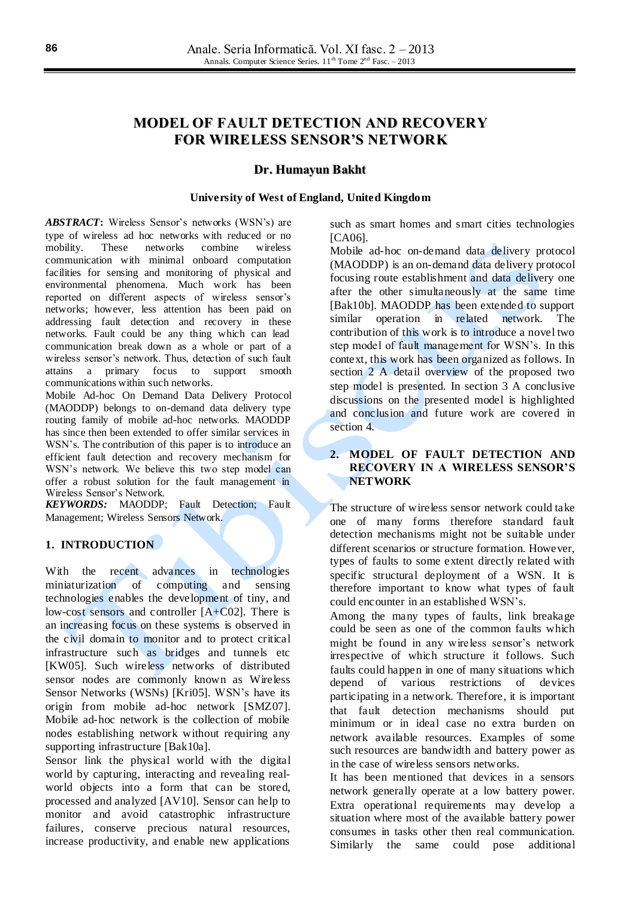# MODEL OF FAULT DETECTION AND RECOVERY FOR WIRELESS SENSOR'S NETWORK

**Dr. Humayun Bakht**

**University of West of England, United Kingdom**

***ABSTRACT*:** Wireless Sensor's networks (WSN's) are type of wireless ad hoc networks with reduced or no mobility. These networks combine wireless communication with minimal onboard computation facilities for sensing and monitoring of physical and environmental phenomena. Much work has been reported on different aspects of wireless sensor's networks; however, less attention has been paid on addressing fault detection and recovery in these networks. Fault could be any thing which can lead communication break down as a whole or part of a wireless sensor's network. Thus, detection of such fault attains a primary focus to support smooth communications within such networks.

Mobile Ad-hoc On Demand Data Delivery Protocol (MAODDP) belongs to on-demand data delivery type routing family of mobile ad-hoc networks. MAODDP has since then been extended to offer similar services in WSN's. The contribution of this paper is to introduce an efficient fault detection and recovery mechanism for WSN's network. We believe this two step model can offer a robust solution for the fault management in Wireless Sensor's Network.

***KEYWORDS:*** MAODDP; Fault Detection; Fault Management; Wireless Sensors Network.

## 1. INTRODUCTION

With the recent advances in technologies miniaturization of computing and sensing technologies enables the development of tiny, and low-cost sensors and controller [A+C02]. There is an increasing focus on these systems is observed in the civil domain to monitor and to protect critical infrastructure such as bridges and tunnels etc [KW05]. Such wireless networks of distributed sensor nodes are commonly known as Wireless Sensor Networks (WSNs) [Kri05]. WSN's have its origin from mobile ad-hoc network [SMZ07]. Mobile ad-hoc network is the collection of mobile nodes establishing network without requiring any supporting infrastructure [Bak10a].

Sensor link the physical world with the digital world by capturing, interacting and revealing real-world objects into a form that can be stored, processed and analyzed [AV10]. Sensor can help to monitor and avoid catastrophic infrastructure failures, conserve precious natural resources, increase productivity, and enable new applications such as smart homes and smart cities technologies [CA06].

Mobile ad-hoc on-demand data delivery protocol (MAODDP) is an on-demand data delivery protocol focusing route establishment and data delivery one after the other simultaneously at the same time [Bak10b]. MAODDP has been extended to support similar operation in related network. The contribution of this work is to introduce a novel two step model of fault management for WSN's. In this context, this work has been organized as follows. In section 2 A detail overview of the proposed two step model is presented. In section 3 A conclusive discussions on the presented model is highlighted and conclusion and future work are covered in section 4.

## 2. MODEL OF FAULT DETECTION AND RECOVERY IN A WIRELESS SENSOR'S NETWORK

The structure of wireless sensor network could take one of many forms therefore standard fault detection mechanisms might not be suitable under different scenarios or structure formation. However, types of faults to some extent directly related with specific structural deployment of a WSN. It is therefore important to know what types of fault could encounter in an established WSN's.

Among the many types of faults, link breakage could be seen as one of the common faults which might be found in any wireless sensor's network irrespective of which structure it follows. Such faults could happen in one of many situations which depend of various restrictions of devices participating in a network. Therefore, it is important that fault detection mechanisms should put minimum or in ideal case no extra burden on network available resources. Examples of some such resources are bandwidth and battery power as in the case of wireless sensors networks.

It has been mentioned that devices in a sensors network generally operate at a low battery power. Extra operational requirements may develop a situation where most of the available battery power consumes in tasks other then real communication. Similarly the same could pose additional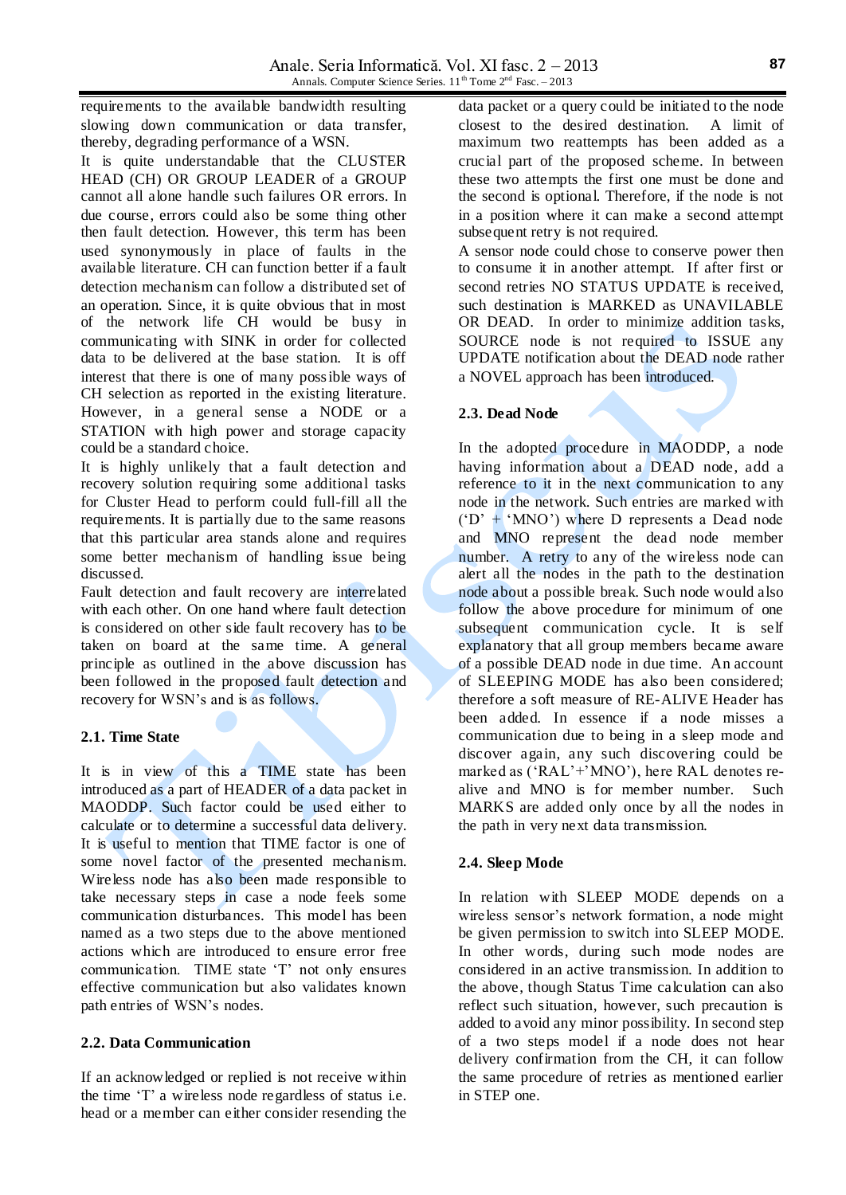requirements to the available bandwidth resulting slowing down communication or data transfer, thereby, degrading performance of a WSN.

It is quite understandable that the CLUSTER HEAD (CH) OR GROUP LEADER of a GROUP cannot all alone handle such failures OR errors. In due course, errors could also be some thing other then fault detection. However, this term has been used synonymously in place of faults in the available literature. CH can function better if a fault detection mechanism can follow a distributed set of an operation. Since, it is quite obvious that in most of the network life CH would be busy in communicating with SINK in order for collected data to be delivered at the base station. It is off interest that there is one of many possible ways of CH selection as reported in the existing literature. However, in a general sense a NODE or a STATION with high power and storage capacity could be a standard choice.

It is highly unlikely that a fault detection and recovery solution requiring some additional tasks for Cluster Head to perform could full-fill all the requirements. It is partially due to the same reasons that this particular area stands alone and requires some better mechanism of handling issue being discussed.

Fault detection and fault recovery are interrelated with each other. On one hand where fault detection is considered on other side fault recovery has to be taken on board at the same time. A general principle as outlined in the above discussion has been followed in the proposed fault detection and recovery for WSN's and is as follows.

### 2.1. Time State

It is in view of this a TIME state has been introduced as a part of HEADER of a data packet in MAODDP. Such factor could be used either to calculate or to determine a successful data delivery. It is useful to mention that TIME factor is one of some novel factor of the presented mechanism. Wireless node has also been made responsible to take necessary steps in case a node feels some communication disturbances. This model has been named as a two steps due to the above mentioned actions which are introduced to ensure error free communication. TIME state 'T' not only ensures effective communication but also validates known path entries of WSN's nodes.

### 2.2. Data Communication

If an acknowledged or replied is not receive within the time 'T' a wireless node regardless of status i.e. head or a member can either consider resending the data packet or a query could be initiated to the node closest to the desired destination. A limit of maximum two reattempts has been added as a crucial part of the proposed scheme. In between these two attempts the first one must be done and the second is optional. Therefore, if the node is not in a position where it can make a second attempt subsequent retry is not required.

A sensor node could chose to conserve power then to consume it in another attempt. If after first or second retries NO STATUS UPDATE is received, such destination is MARKED as UNAVILABLE OR DEAD. In order to minimize addition tasks, SOURCE node is not required to ISSUE any UPDATE notification about the DEAD node rather a NOVEL approach has been introduced.

### 2.3. Dead Node

In the adopted procedure in MAODDP, a node having information about a DEAD node, add a reference to it in the next communication to any node in the network. Such entries are marked with ('D' + 'MNO') where D represents a Dead node and MNO represent the dead node member number. A retry to any of the wireless node can alert all the nodes in the path to the destination node about a possible break. Such node would also follow the above procedure for minimum of one subsequent communication cycle. It is self explanatory that all group members became aware of a possible DEAD node in due time. An account of SLEEPING MODE has also been considered; therefore a soft measure of RE-ALIVE Header has been added. In essence if a node misses a communication due to being in a sleep mode and discover again, any such discovering could be marked as ('RAL'+'MNO'), here RAL denotes re-alive and MNO is for member number. Such MARKS are added only once by all the nodes in the path in very next data transmission.

### 2.4. Sleep Mode

In relation with SLEEP MODE depends on a wireless sensor's network formation, a node might be given permission to switch into SLEEP MODE. In other words, during such mode nodes are considered in an active transmission. In addition to the above, though Status Time calculation can also reflect such situation, however, such precaution is added to avoid any minor possibility. In second step of a two steps model if a node does not hear delivery confirmation from the CH, it can follow the same procedure of retries as mentioned earlier in STEP one.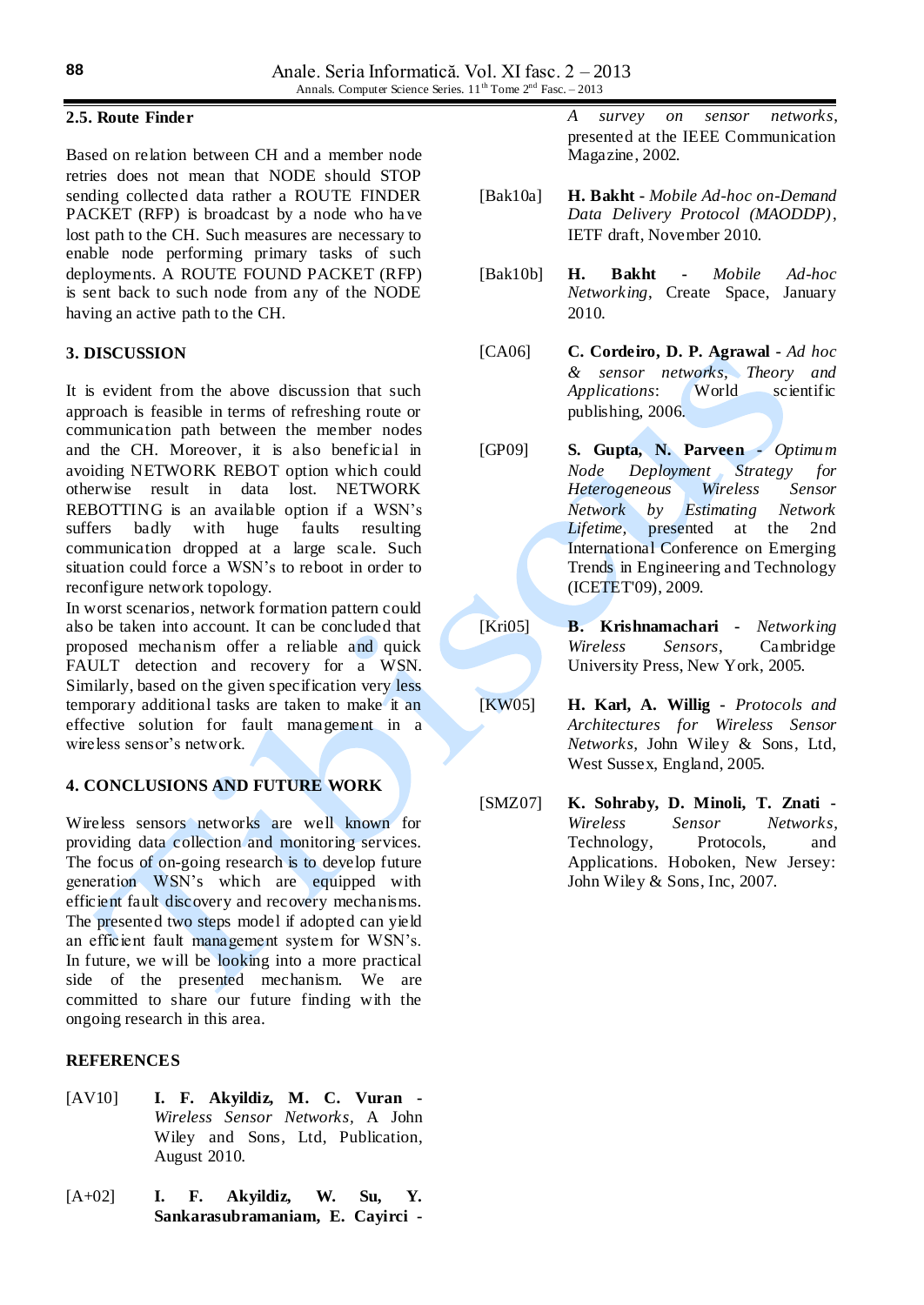### 2.5. Route Finder

Based on relation between CH and a member node retries does not mean that NODE should STOP sending collected data rather a ROUTE FINDER PACKET (RFP) is broadcast by a node who have lost path to the CH. Such measures are necessary to enable node performing primary tasks of such deployments. A ROUTE FOUND PACKET (RFP) is sent back to such node from any of the NODE having an active path to the CH.

## 3. DISCUSSION

It is evident from the above discussion that such approach is feasible in terms of refreshing route or communication path between the member nodes and the CH. Moreover, it is also beneficial in avoiding NETWORK REBOT option which could otherwise result in data lost. NETWORK REBOTTING is an available option if a WSN's suffers badly with huge faults resulting communication dropped at a large scale. Such situation could force a WSN's to reboot in order to reconfigure network topology.

In worst scenarios, network formation pattern could also be taken into account. It can be concluded that proposed mechanism offer a reliable and quick FAULT detection and recovery for a WSN. Similarly, based on the given specification very less temporary additional tasks are taken to make it an effective solution for fault management in a wireless sensor's network.

## 4. CONCLUSIONS AND FUTURE WORK

Wireless sensors networks are well known for providing data collection and monitoring services. The focus of on-going research is to develop future generation WSN's which are equipped with efficient fault discovery and recovery mechanisms. The presented two steps model if adopted can yield an efficient fault management system for WSN's. In future, we will be looking into a more practical side of the presented mechanism. We are committed to share our future finding with the ongoing research in this area.

## REFERENCES

[AV10] **I. F. Akyildiz, M. C. Vuran** - *Wireless Sensor Networks*, A John Wiley and Sons, Ltd, Publication, August 2010.

[A+02] **I. F. Akyildiz, W. Su, Y. Sankarasubramaniam, E. Cayirci** - *A survey on sensor networks*, presented at the IEEE Communication Magazine, 2002.

[Bak10a] **H. Bakht** - *Mobile Ad-hoc on-Demand Data Delivery Protocol (MAODDP)*, IETF draft, November 2010.

[Bak10b] **H. Bakht** - *Mobile Ad-hoc Networking*, Create Space, January 2010.

[CA06] **C. Cordeiro, D. P. Agrawal** - *Ad hoc & sensor networks, Theory and Applications*: World scientific publishing, 2006.

[GP09] **S. Gupta, N. Parveen** - *Optimum Node Deployment Strategy for Heterogeneous Wireless Sensor Network by Estimating Network Lifetime*, presented at the 2nd International Conference on Emerging Trends in Engineering and Technology (ICETET'09), 2009.

[Kri05] **B. Krishnamachari** - *Networking Wireless Sensors*, Cambridge University Press, New York, 2005.

[KW05] **H. Karl, A. Willig** - *Protocols and Architectures for Wireless Sensor Networks,* John Wiley & Sons, Ltd, West Sussex, England, 2005.

[SMZ07] **K. Sohraby, D. Minoli, T. Znati** - *Wireless Sensor Networks*, Technology, Protocols, and Applications. Hoboken, New Jersey: John Wiley & Sons, Inc, 2007.